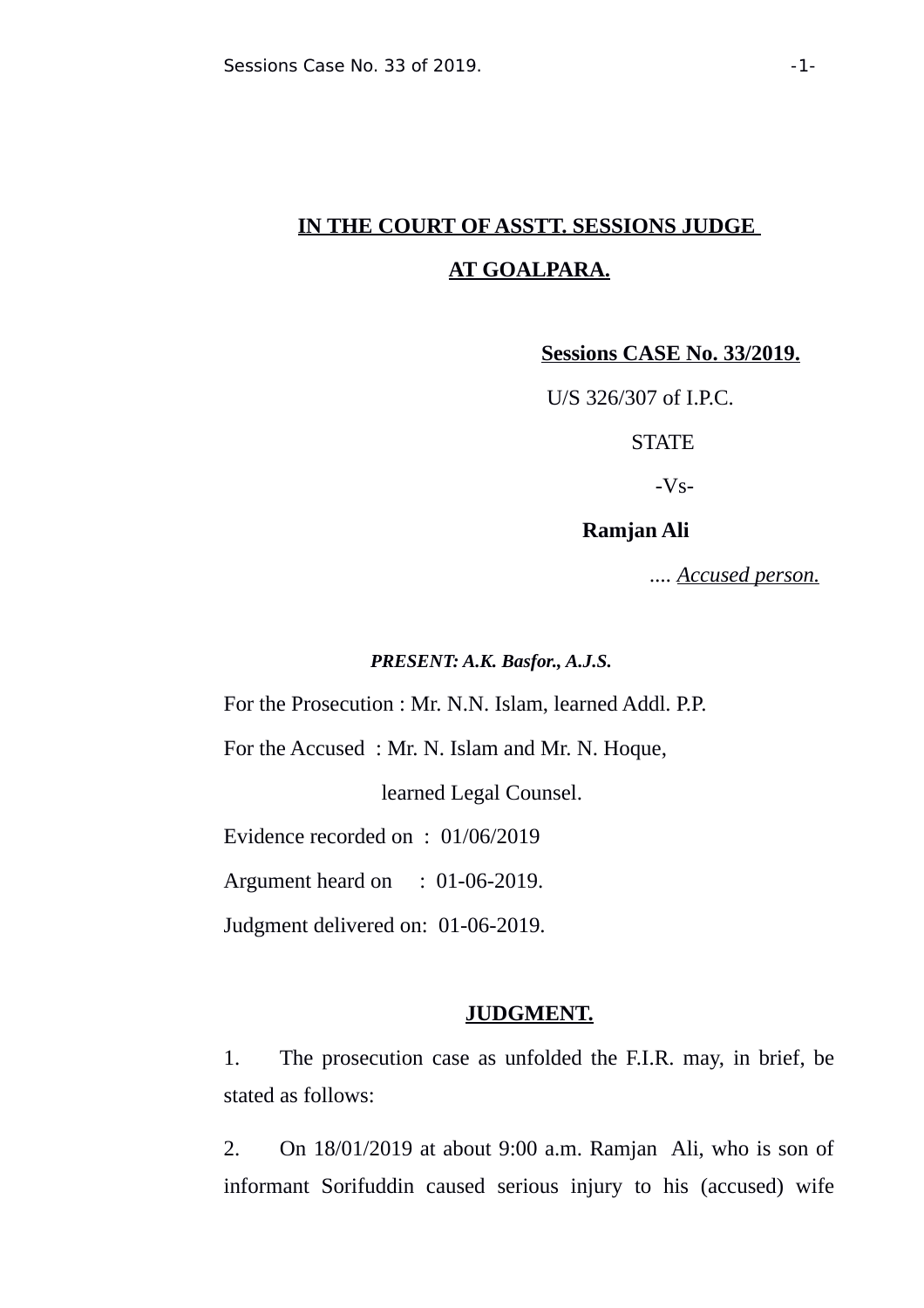**IN THE COURT OF ASSTT. SESSIONS JUDGE**

**AT GOALPARA.**

**Sessions CASE No. 33/2019.**

U/S 326/307 of I.P.C.

STATE

-Vs-

**Ramjan Ali**

.... *Accused person.*

***PRESENT: A.K. Basfor., A.J.S.***

For the Prosecution : Mr. N.N. Islam, learned Addl. P.P.

For the Accused : Mr. N. Islam and Mr. N. Hoque,

learned Legal Counsel.

Evidence recorded on : 01/06/2019

Argument heard on : 01-06-2019.

Judgment delivered on: 01-06-2019.

**JUDGMENT.**

1. The prosecution case as unfolded the F.I.R. may, in brief, be stated as follows:

2. On 18/01/2019 at about 9:00 a.m. Ramjan Ali, who is son of informant Sorifuddin caused serious injury to his (accused) wife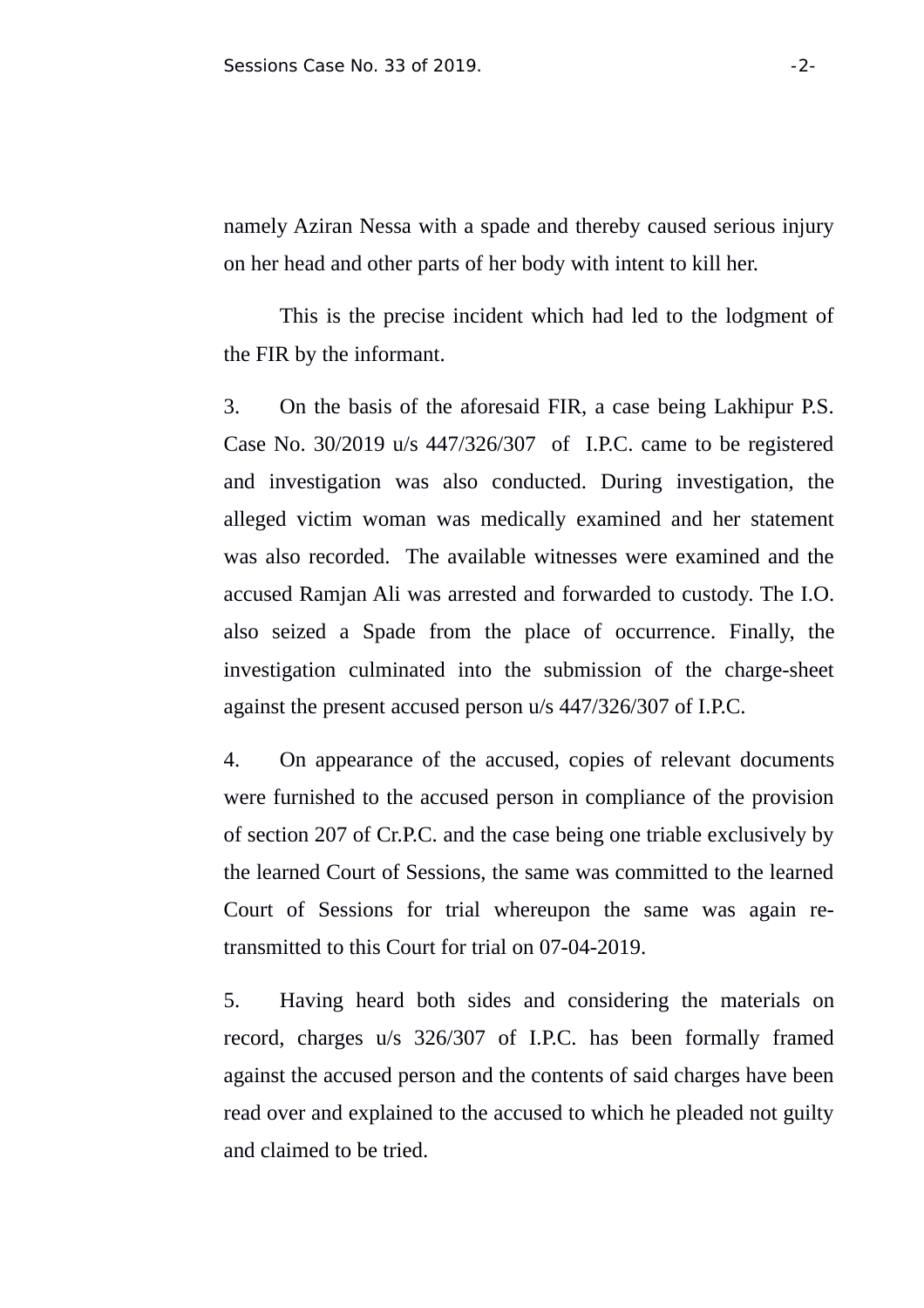namely Aziran Nessa with a spade and thereby caused serious injury on her head and other parts of her body with intent to kill her.

This is the precise incident which had led to the lodgment of the FIR by the informant.

3. On the basis of the aforesaid FIR, a case being Lakhipur P.S. Case No. 30/2019 u/s 447/326/307 of I.P.C. came to be registered and investigation was also conducted. During investigation, the alleged victim woman was medically examined and her statement was also recorded. The available witnesses were examined and the accused Ramjan Ali was arrested and forwarded to custody. The I.O. also seized a Spade from the place of occurrence. Finally, the investigation culminated into the submission of the charge-sheet against the present accused person u/s 447/326/307 of I.P.C.

4. On appearance of the accused, copies of relevant documents were furnished to the accused person in compliance of the provision of section 207 of Cr.P.C. and the case being one triable exclusively by the learned Court of Sessions, the same was committed to the learned Court of Sessions for trial whereupon the same was again re-transmitted to this Court for trial on 07-04-2019.

5. Having heard both sides and considering the materials on record, charges u/s 326/307 of I.P.C. has been formally framed against the accused person and the contents of said charges have been read over and explained to the accused to which he pleaded not guilty and claimed to be tried.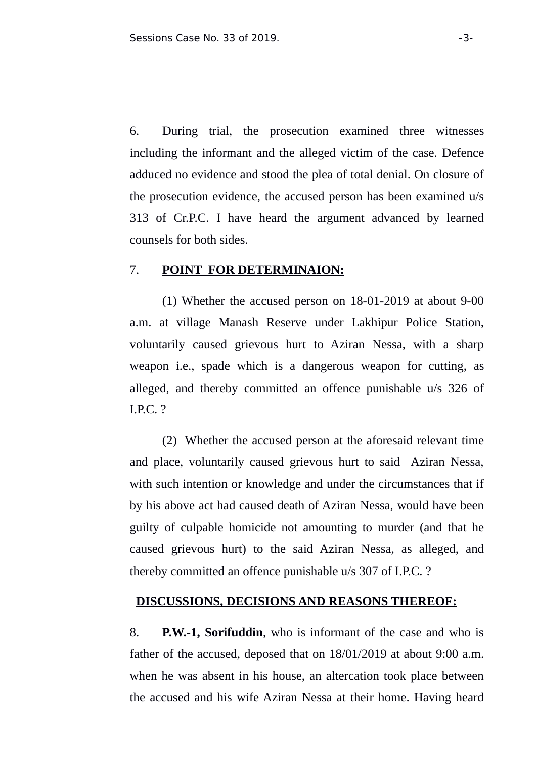6. During trial, the prosecution examined three witnesses including the informant and the alleged victim of the case. Defence adduced no evidence and stood the plea of total denial. On closure of the prosecution evidence, the accused person has been examined u/s 313 of Cr.P.C. I have heard the argument advanced by learned counsels for both sides.

7. **POINT FOR DETERMINAION:**

(1) Whether the accused person on 18-01-2019 at about 9-00 a.m. at village Manash Reserve under Lakhipur Police Station, voluntarily caused grievous hurt to Aziran Nessa, with a sharp weapon i.e., spade which is a dangerous weapon for cutting, as alleged, and thereby committed an offence punishable u/s 326 of I.P.C. ?

(2) Whether the accused person at the aforesaid relevant time and place, voluntarily caused grievous hurt to said Aziran Nessa, with such intention or knowledge and under the circumstances that if by his above act had caused death of Aziran Nessa, would have been guilty of culpable homicide not amounting to murder (and that he caused grievous hurt) to the said Aziran Nessa, as alleged, and thereby committed an offence punishable u/s 307 of I.P.C. ?

**DISCUSSIONS, DECISIONS AND REASONS THEREOF:**

8. **P.W.-1, Sorifuddin**, who is informant of the case and who is father of the accused, deposed that on 18/01/2019 at about 9:00 a.m. when he was absent in his house, an altercation took place between the accused and his wife Aziran Nessa at their home. Having heard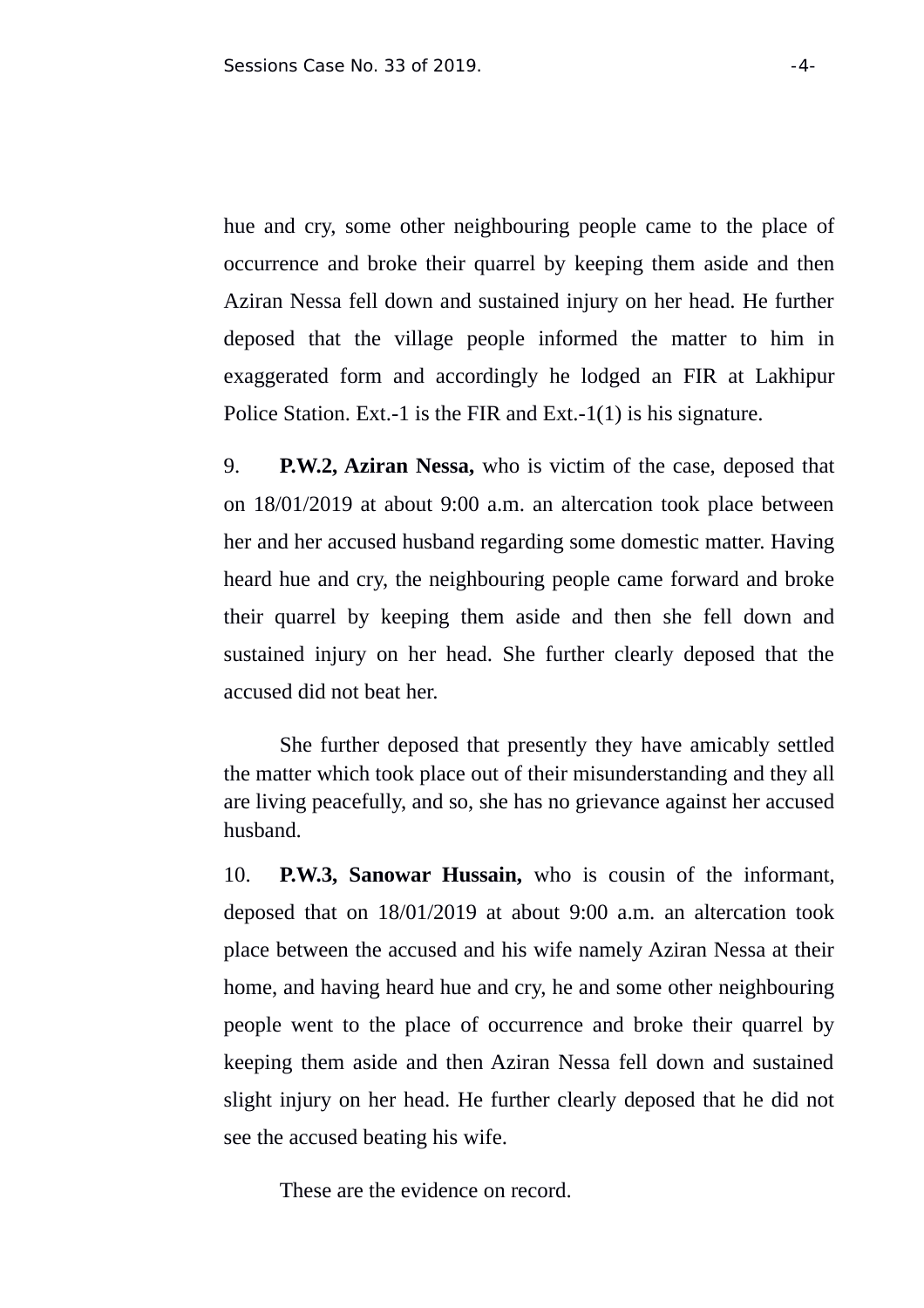hue and cry, some other neighbouring people came to the place of occurrence and broke their quarrel by keeping them aside and then Aziran Nessa fell down and sustained injury on her head. He further deposed that the village people informed the matter to him in exaggerated form and accordingly he lodged an FIR at Lakhipur Police Station. Ext.-1 is the FIR and Ext.-1(1) is his signature.

9. **P.W.2, Aziran Nessa,** who is victim of the case, deposed that on 18/01/2019 at about 9:00 a.m. an altercation took place between her and her accused husband regarding some domestic matter. Having heard hue and cry, the neighbouring people came forward and broke their quarrel by keeping them aside and then she fell down and sustained injury on her head. She further clearly deposed that the accused did not beat her.

She further deposed that presently they have amicably settled the matter which took place out of their misunderstanding and they all are living peacefully, and so, she has no grievance against her accused husband.

10. **P.W.3, Sanowar Hussain,** who is cousin of the informant, deposed that on 18/01/2019 at about 9:00 a.m. an altercation took place between the accused and his wife namely Aziran Nessa at their home, and having heard hue and cry, he and some other neighbouring people went to the place of occurrence and broke their quarrel by keeping them aside and then Aziran Nessa fell down and sustained slight injury on her head. He further clearly deposed that he did not see the accused beating his wife.

These are the evidence on record.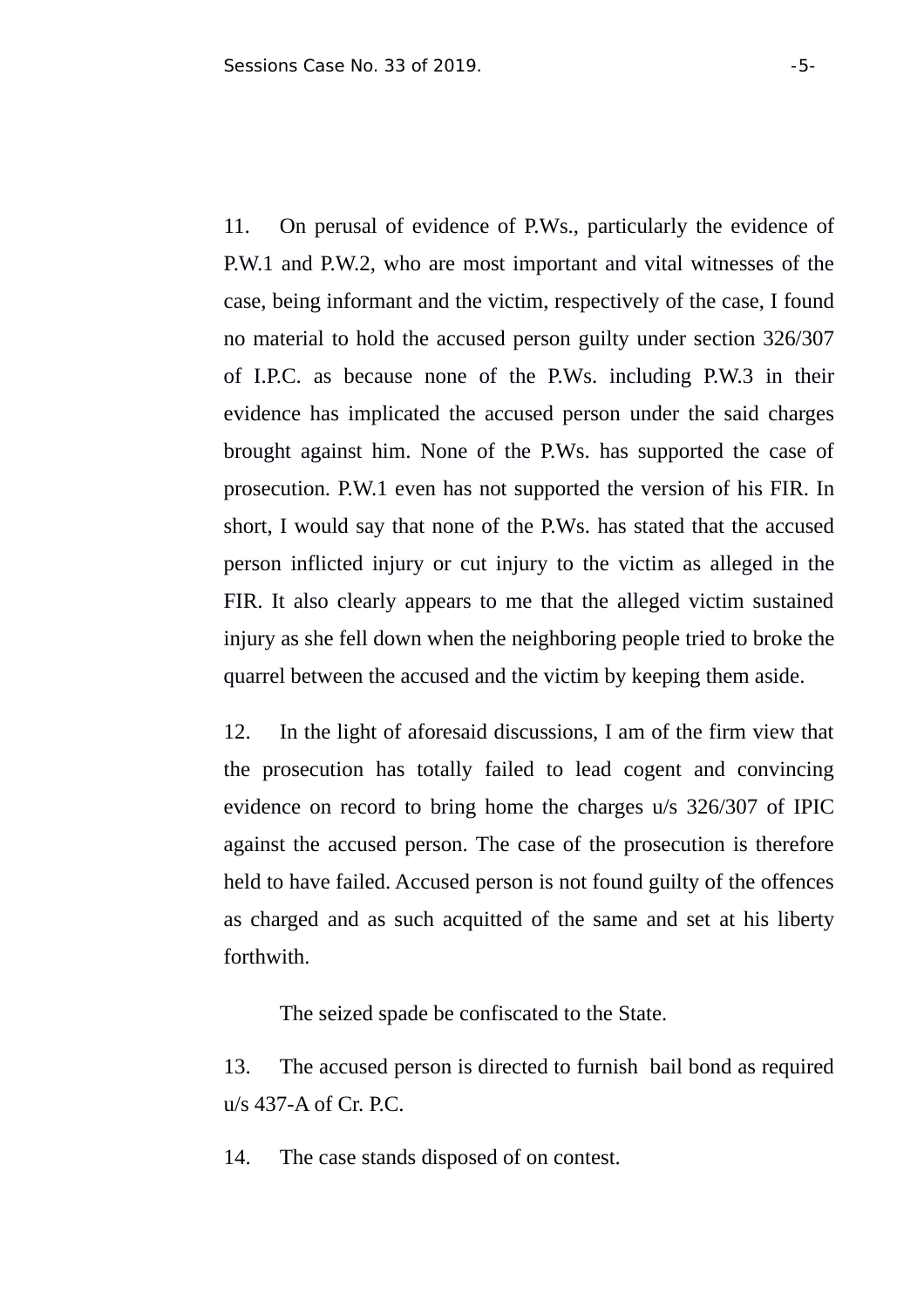11. On perusal of evidence of P.Ws., particularly the evidence of P.W.1 and P.W.2, who are most important and vital witnesses of the case, being informant and the victim, respectively of the case, I found no material to hold the accused person guilty under section 326/307 of I.P.C. as because none of the P.Ws. including P.W.3 in their evidence has implicated the accused person under the said charges brought against him. None of the P.Ws. has supported the case of prosecution. P.W.1 even has not supported the version of his FIR. In short, I would say that none of the P.Ws. has stated that the accused person inflicted injury or cut injury to the victim as alleged in the FIR. It also clearly appears to me that the alleged victim sustained injury as she fell down when the neighboring people tried to broke the quarrel between the accused and the victim by keeping them aside.

12. In the light of aforesaid discussions, I am of the firm view that the prosecution has totally failed to lead cogent and convincing evidence on record to bring home the charges u/s 326/307 of IPIC against the accused person. The case of the prosecution is therefore held to have failed. Accused person is not found guilty of the offences as charged and as such acquitted of the same and set at his liberty forthwith.

The seized spade be confiscated to the State.

13. The accused person is directed to furnish bail bond as required u/s 437-A of Cr. P.C.

14. The case stands disposed of on contest.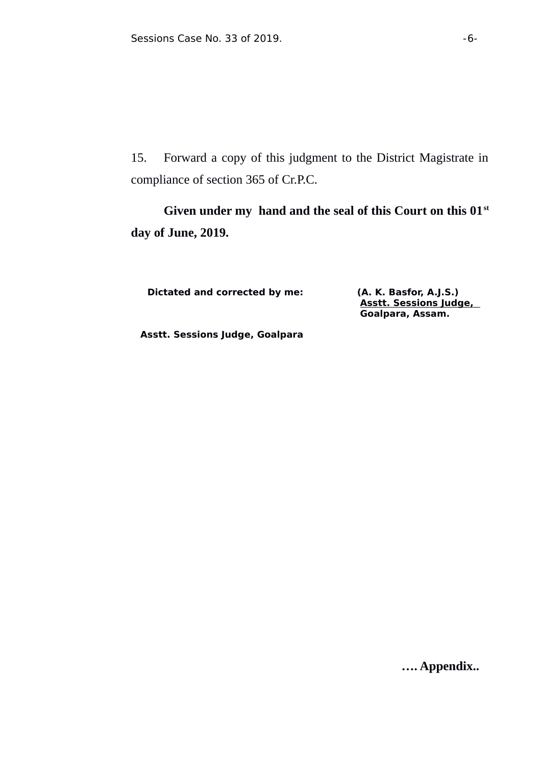15. Forward a copy of this judgment to the District Magistrate in compliance of section 365 of Cr.P.C.

**Given under my hand and the seal of this Court on this 01st day of June, 2019.**

**Dictated and corrected by me:**

**Asstt. Sessions Judge, Goalpara**

**(A. K. Basfor, A.J.S.)**
**Asstt. Sessions Judge,**
**Goalpara, Assam.**

**…. Appendix..**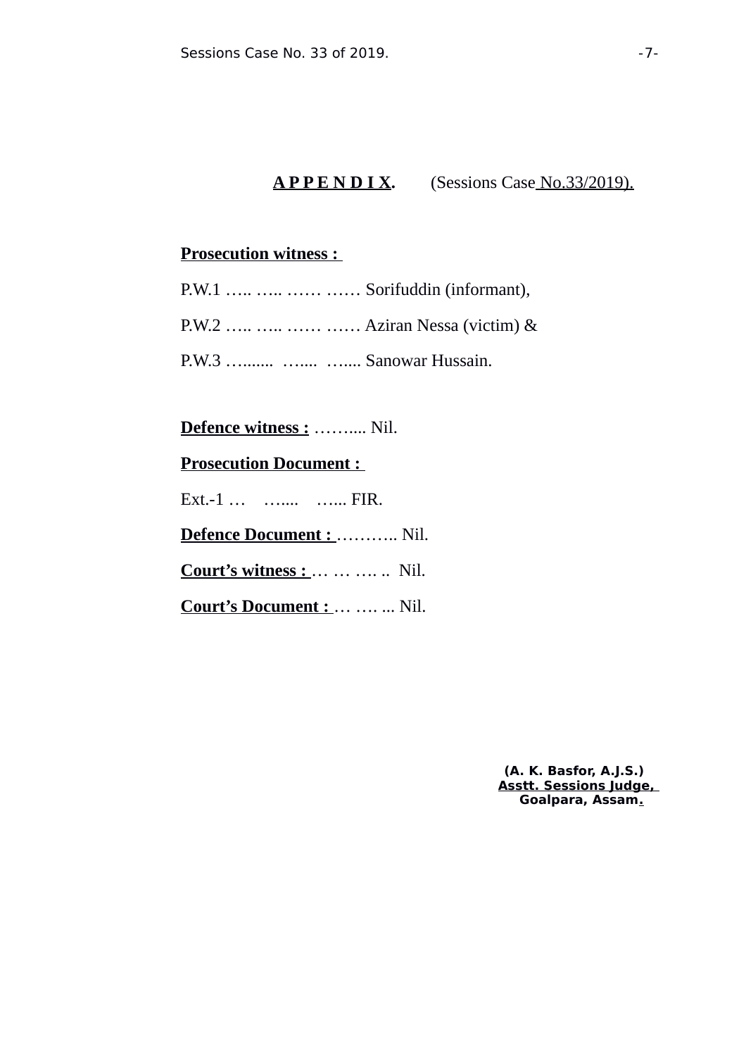**A P P E N D I X.** (Sessions Case No.33/2019).

**Prosecution witness :**

P.W.1 ….. ….. …… …… Sorifuddin (informant),

P.W.2 ….. ….. …… …… Aziran Nessa (victim) &

P.W.3 …....... ….... ….... Sanowar Hussain.

**Defence witness :** ……..... Nil.

**Prosecution Document :**

Ext.-1 … ….... ….... FIR.

**Defence Document :** ……….. Nil.

**Court's witness :** … … …. .. Nil.

**Court's Document :** … …. ... Nil.

**(A. K. Basfor, A.J.S.)**
**Asstt. Sessions Judge,**
**Goalpara, Assam.**